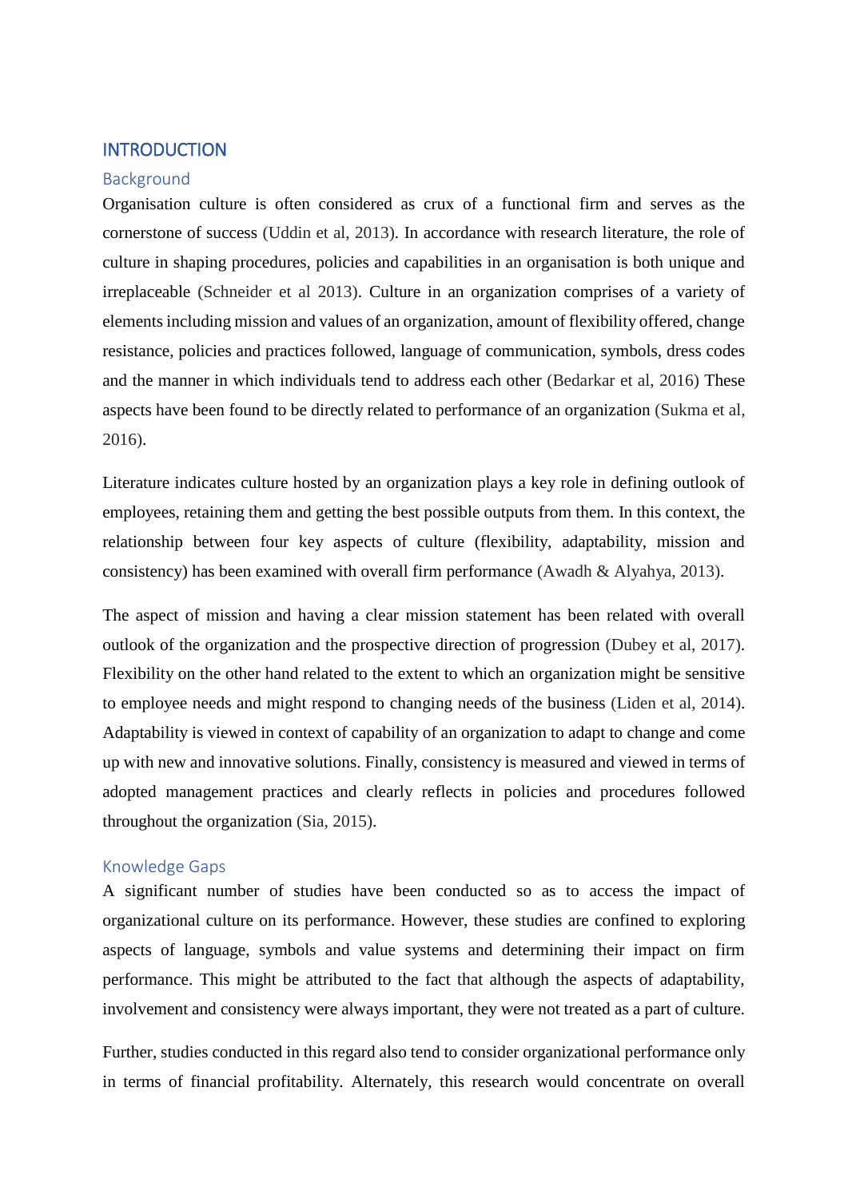# INTRODUCTION

## Background

Organisation culture is often considered as crux of a functional firm and serves as the cornerstone of success (Uddin et al, 2013). In accordance with research literature, the role of culture in shaping procedures, policies and capabilities in an organisation is both unique and irreplaceable (Schneider et al 2013). Culture in an organization comprises of a variety of elements including mission and values of an organization, amount of flexibility offered, change resistance, policies and practices followed, language of communication, symbols, dress codes and the manner in which individuals tend to address each other (Bedarkar et al, 2016) These aspects have been found to be directly related to performance of an organization (Sukma et al, 2016).

Literature indicates culture hosted by an organization plays a key role in defining outlook of employees, retaining them and getting the best possible outputs from them. In this context, the relationship between four key aspects of culture (flexibility, adaptability, mission and consistency) has been examined with overall firm performance (Awadh & Alyahya, 2013).

The aspect of mission and having a clear mission statement has been related with overall outlook of the organization and the prospective direction of progression (Dubey et al, 2017). Flexibility on the other hand related to the extent to which an organization might be sensitive to employee needs and might respond to changing needs of the business (Liden et al, 2014). Adaptability is viewed in context of capability of an organization to adapt to change and come up with new and innovative solutions. Finally, consistency is measured and viewed in terms of adopted management practices and clearly reflects in policies and procedures followed throughout the organization (Sia, 2015).

## Knowledge Gaps

A significant number of studies have been conducted so as to access the impact of organizational culture on its performance. However, these studies are confined to exploring aspects of language, symbols and value systems and determining their impact on firm performance. This might be attributed to the fact that although the aspects of adaptability, involvement and consistency were always important, they were not treated as a part of culture.

Further, studies conducted in this regard also tend to consider organizational performance only in terms of financial profitability. Alternately, this research would concentrate on overall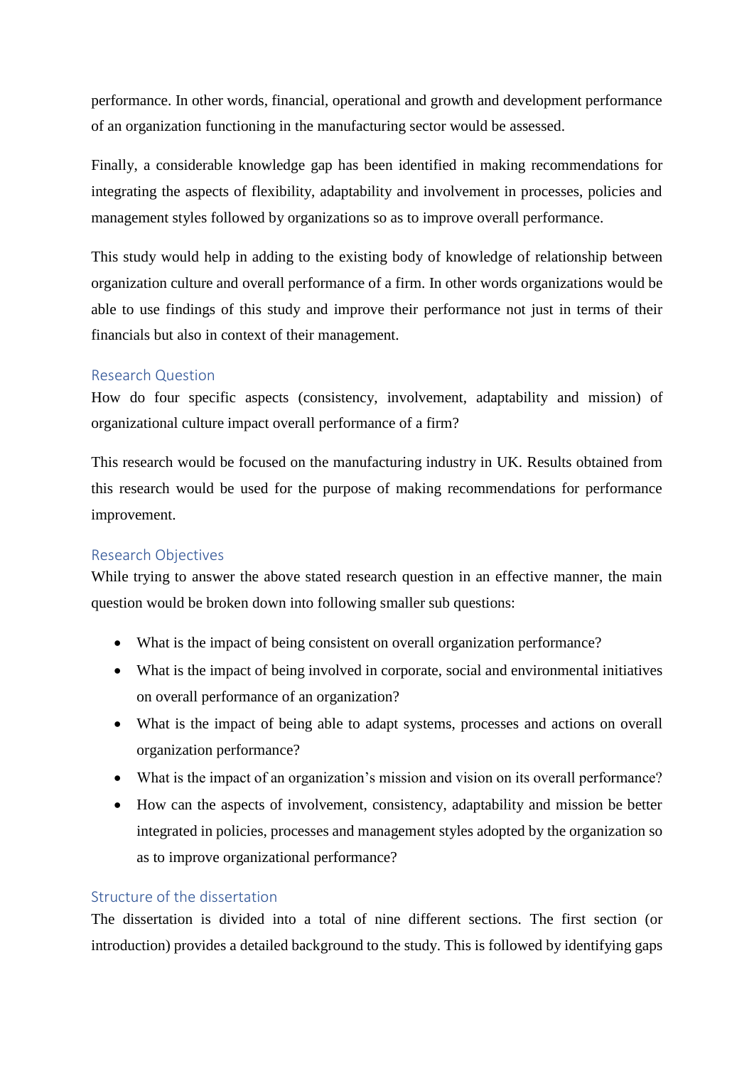performance. In other words, financial, operational and growth and development performance of an organization functioning in the manufacturing sector would be assessed.

Finally, a considerable knowledge gap has been identified in making recommendations for integrating the aspects of flexibility, adaptability and involvement in processes, policies and management styles followed by organizations so as to improve overall performance.

This study would help in adding to the existing body of knowledge of relationship between organization culture and overall performance of a firm. In other words organizations would be able to use findings of this study and improve their performance not just in terms of their financials but also in context of their management.

## Research Question

How do four specific aspects (consistency, involvement, adaptability and mission) of organizational culture impact overall performance of a firm?

This research would be focused on the manufacturing industry in UK. Results obtained from this research would be used for the purpose of making recommendations for performance improvement.

## Research Objectives

While trying to answer the above stated research question in an effective manner, the main question would be broken down into following smaller sub questions:

- What is the impact of being consistent on overall organization performance?
- What is the impact of being involved in corporate, social and environmental initiatives on overall performance of an organization?
- What is the impact of being able to adapt systems, processes and actions on overall organization performance?
- What is the impact of an organization's mission and vision on its overall performance?
- How can the aspects of involvement, consistency, adaptability and mission be better integrated in policies, processes and management styles adopted by the organization so as to improve organizational performance?

## Structure of the dissertation

The dissertation is divided into a total of nine different sections. The first section (or introduction) provides a detailed background to the study. This is followed by identifying gaps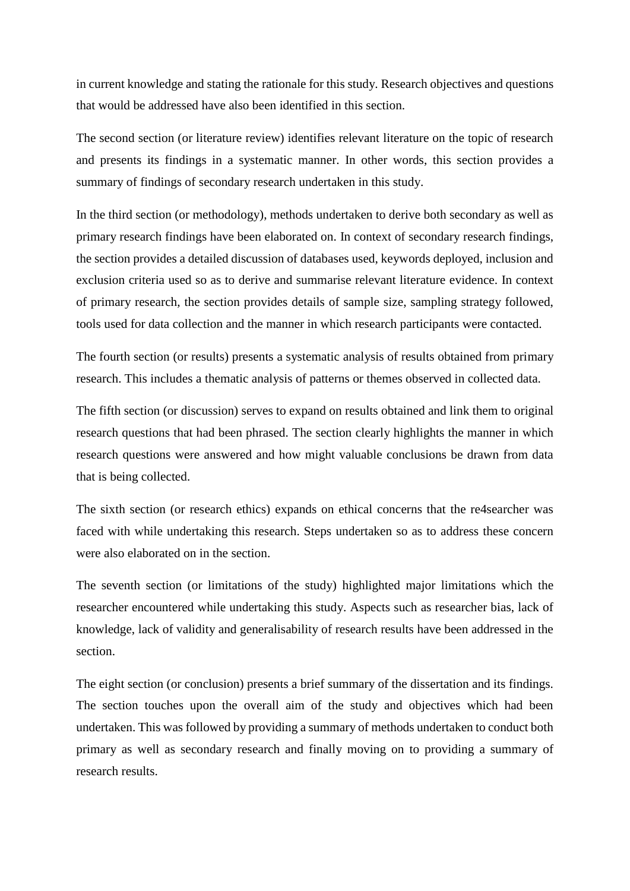in current knowledge and stating the rationale for this study. Research objectives and questions that would be addressed have also been identified in this section.

The second section (or literature review) identifies relevant literature on the topic of research and presents its findings in a systematic manner. In other words, this section provides a summary of findings of secondary research undertaken in this study.

In the third section (or methodology), methods undertaken to derive both secondary as well as primary research findings have been elaborated on. In context of secondary research findings, the section provides a detailed discussion of databases used, keywords deployed, inclusion and exclusion criteria used so as to derive and summarise relevant literature evidence. In context of primary research, the section provides details of sample size, sampling strategy followed, tools used for data collection and the manner in which research participants were contacted.

The fourth section (or results) presents a systematic analysis of results obtained from primary research. This includes a thematic analysis of patterns or themes observed in collected data.

The fifth section (or discussion) serves to expand on results obtained and link them to original research questions that had been phrased. The section clearly highlights the manner in which research questions were answered and how might valuable conclusions be drawn from data that is being collected.

The sixth section (or research ethics) expands on ethical concerns that the re4searcher was faced with while undertaking this research. Steps undertaken so as to address these concern were also elaborated on in the section.

The seventh section (or limitations of the study) highlighted major limitations which the researcher encountered while undertaking this study. Aspects such as researcher bias, lack of knowledge, lack of validity and generalisability of research results have been addressed in the section.

The eight section (or conclusion) presents a brief summary of the dissertation and its findings. The section touches upon the overall aim of the study and objectives which had been undertaken. This was followed by providing a summary of methods undertaken to conduct both primary as well as secondary research and finally moving on to providing a summary of research results.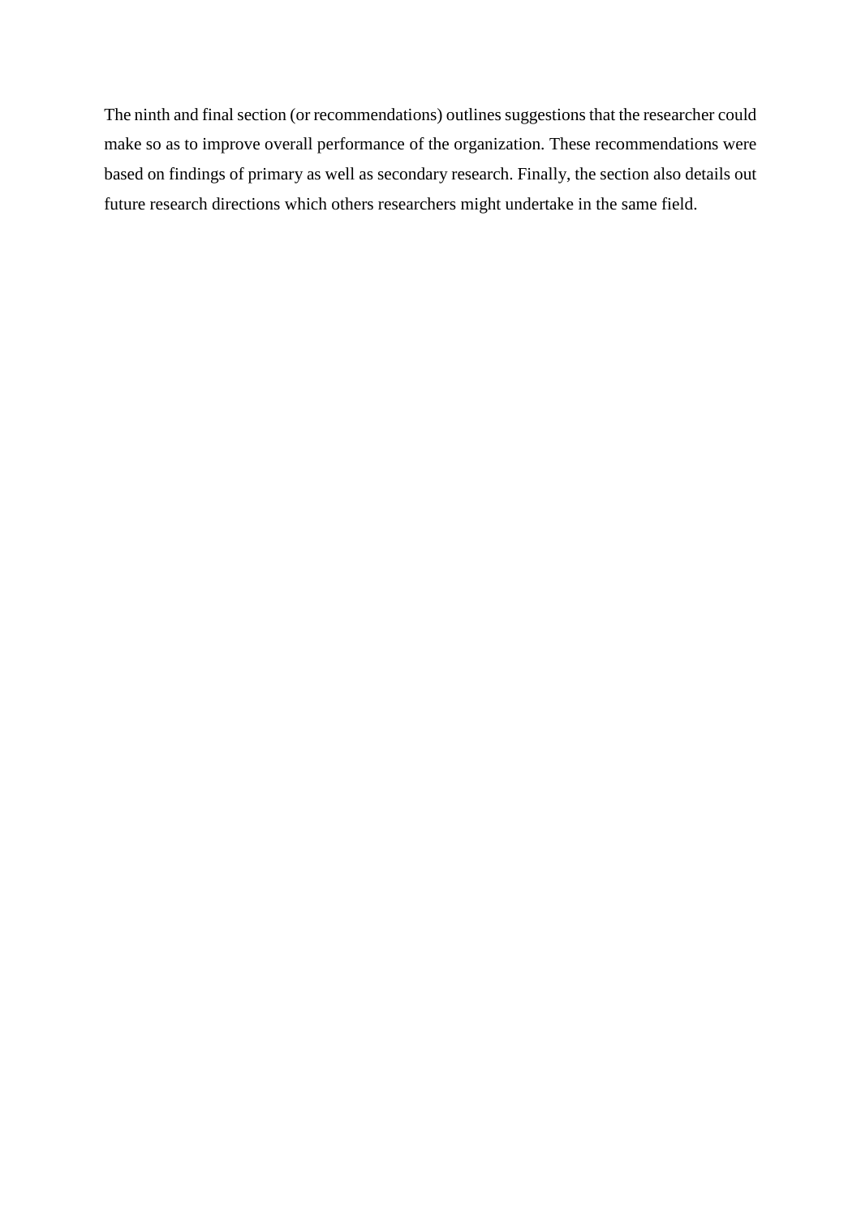The ninth and final section (or recommendations) outlines suggestions that the researcher could make so as to improve overall performance of the organization. These recommendations were based on findings of primary as well as secondary research. Finally, the section also details out future research directions which others researchers might undertake in the same field.